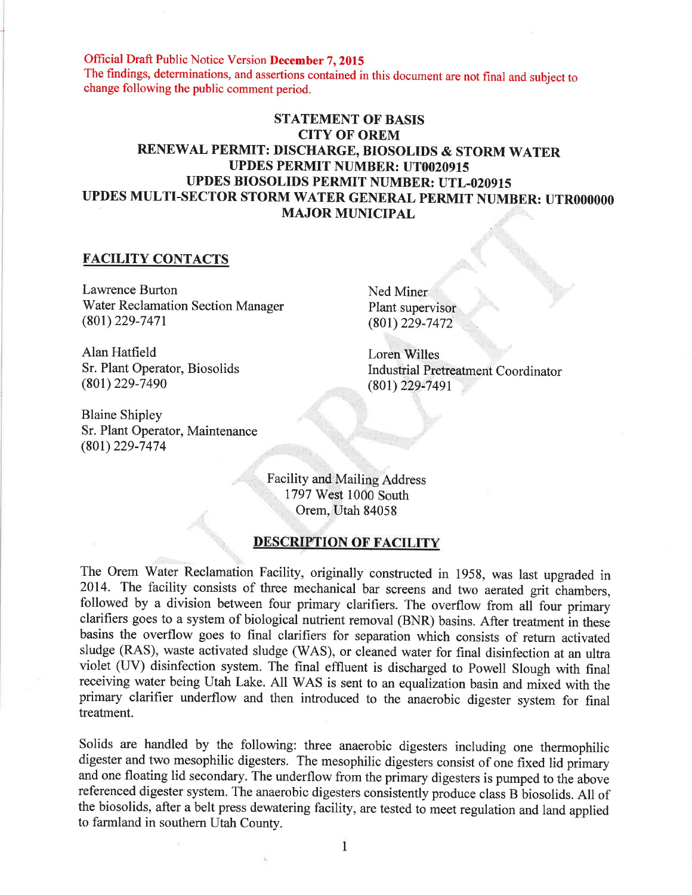Official Draft Public Notice Version **December 7, 2015**
The findings, determinations, and assertions contained in this document are not final and subject to change following the public comment period.

# STATEMENT OF BASIS
# CITY OF OREM
# RENEWAL PERMIT: DISCHARGE, BIOSOLIDS & STORM WATER
# UPDES PERMIT NUMBER: UT0020915
# UPDES BIOSOLIDS PERMIT NUMBER: UTL-020915
# UPDES MULTI-SECTOR STORM WATER GENERAL PERMIT NUMBER: UTR000000
# MAJOR MUNICIPAL

## FACILITY CONTACTS

Lawrence Burton
Water Reclamation Section Manager
(801) 229-7471

Ned Miner
Plant supervisor
(801) 229-7472

Alan Hatfield
Sr. Plant Operator, Biosolids
(801) 229-7490

Loren Willes
Industrial Pretreatment Coordinator
(801) 229-7491

Blaine Shipley
Sr. Plant Operator, Maintenance
(801) 229-7474

Facility and Mailing Address
1797 West 1000 South
Orem, Utah 84058

## DESCRIPTION OF FACILITY

The Orem Water Reclamation Facility, originally constructed in 1958, was last upgraded in 2014. The facility consists of three mechanical bar screens and two aerated grit chambers, followed by a division between four primary clarifiers. The overflow from all four primary clarifiers goes to a system of biological nutrient removal (BNR) basins. After treatment in these basins the overflow goes to final clarifiers for separation which consists of return activated sludge (RAS), waste activated sludge (WAS), or cleaned water for final disinfection at an ultra violet (UV) disinfection system. The final effluent is discharged to Powell Slough with final receiving water being Utah Lake. All WAS is sent to an equalization basin and mixed with the primary clarifier underflow and then introduced to the anaerobic digester system for final treatment.

Solids are handled by the following: three anaerobic digesters including one thermophilic digester and two mesophilic digesters. The mesophilic digesters consist of one fixed lid primary and one floating lid secondary. The underflow from the primary digesters is pumped to the above referenced digester system. The anaerobic digesters consistently produce class B biosolids. All of the biosolids, after a belt press dewatering facility, are tested to meet regulation and land applied to farmland in southern Utah County.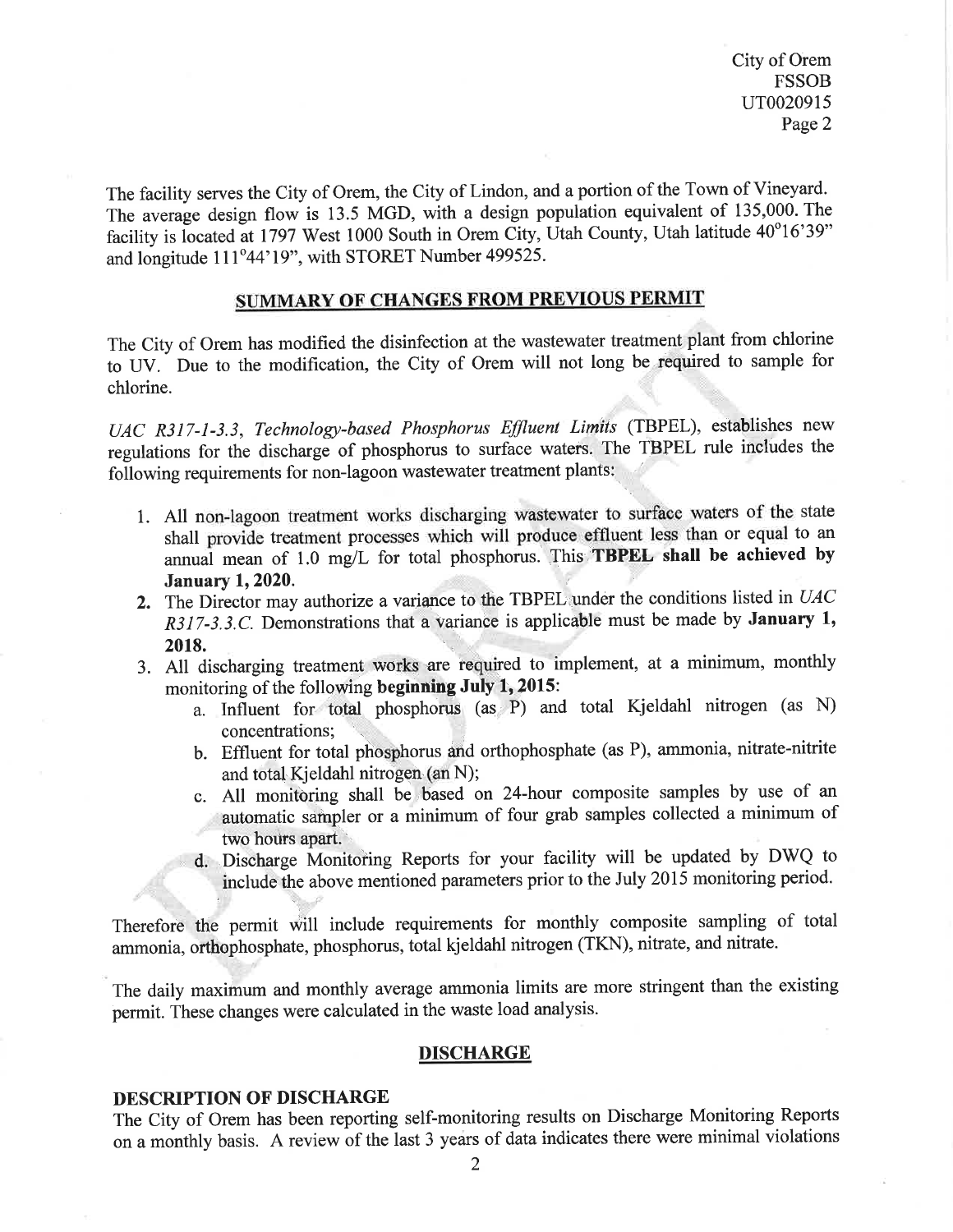The facility serves the City of Orem, the City of Lindon, and a portion of the Town of Vineyard. The average design flow is 13.5 MGD, with a design population equivalent of 135,000. The facility is located at 1797 West 1000 South in Orem City, Utah County, Utah latitude 40°16'39" and longitude 111°44'19", with STORET Number 499525.

## SUMMARY OF CHANGES FROM PREVIOUS PERMIT

The City of Orem has modified the disinfection at the wastewater treatment plant from chlorine to UV. Due to the modification, the City of Orem will not long be required to sample for chlorine.

*UAC R317-1-3.3, Technology-based Phosphorus Effluent Limits* (TBPEL), establishes new regulations for the discharge of phosphorus to surface waters. The TBPEL rule includes the following requirements for non-lagoon wastewater treatment plants:

1. All non-lagoon treatment works discharging wastewater to surface waters of the state shall provide treatment processes which will produce effluent less than or equal to an annual mean of 1.0 mg/L for total phosphorus. This **TBPEL shall be achieved by January 1, 2020.**
2. The Director may authorize a variance to the TBPEL under the conditions listed in *UAC R317-3.3.C.* Demonstrations that a variance is applicable must be made by **January 1, 2018.**
3. All discharging treatment works are required to implement, at a minimum, monthly monitoring of the following **beginning July 1, 2015**:
   a. Influent for total phosphorus (as P) and total Kjeldahl nitrogen (as N) concentrations;
   b. Effluent for total phosphorus and orthophosphate (as P), ammonia, nitrate-nitrite and total Kjeldahl nitrogen (an N);
   c. All monitoring shall be based on 24-hour composite samples by use of an automatic sampler or a minimum of four grab samples collected a minimum of two hours apart.
   d. Discharge Monitoring Reports for your facility will be updated by DWQ to include the above mentioned parameters prior to the July 2015 monitoring period.

Therefore the permit will include requirements for monthly composite sampling of total ammonia, orthophosphate, phosphorus, total kjeldahl nitrogen (TKN), nitrate, and nitrate.

The daily maximum and monthly average ammonia limits are more stringent than the existing permit. These changes were calculated in the waste load analysis.

## DISCHARGE

### DESCRIPTION OF DISCHARGE

The City of Orem has been reporting self-monitoring results on Discharge Monitoring Reports on a monthly basis. A review of the last 3 years of data indicates there were minimal violations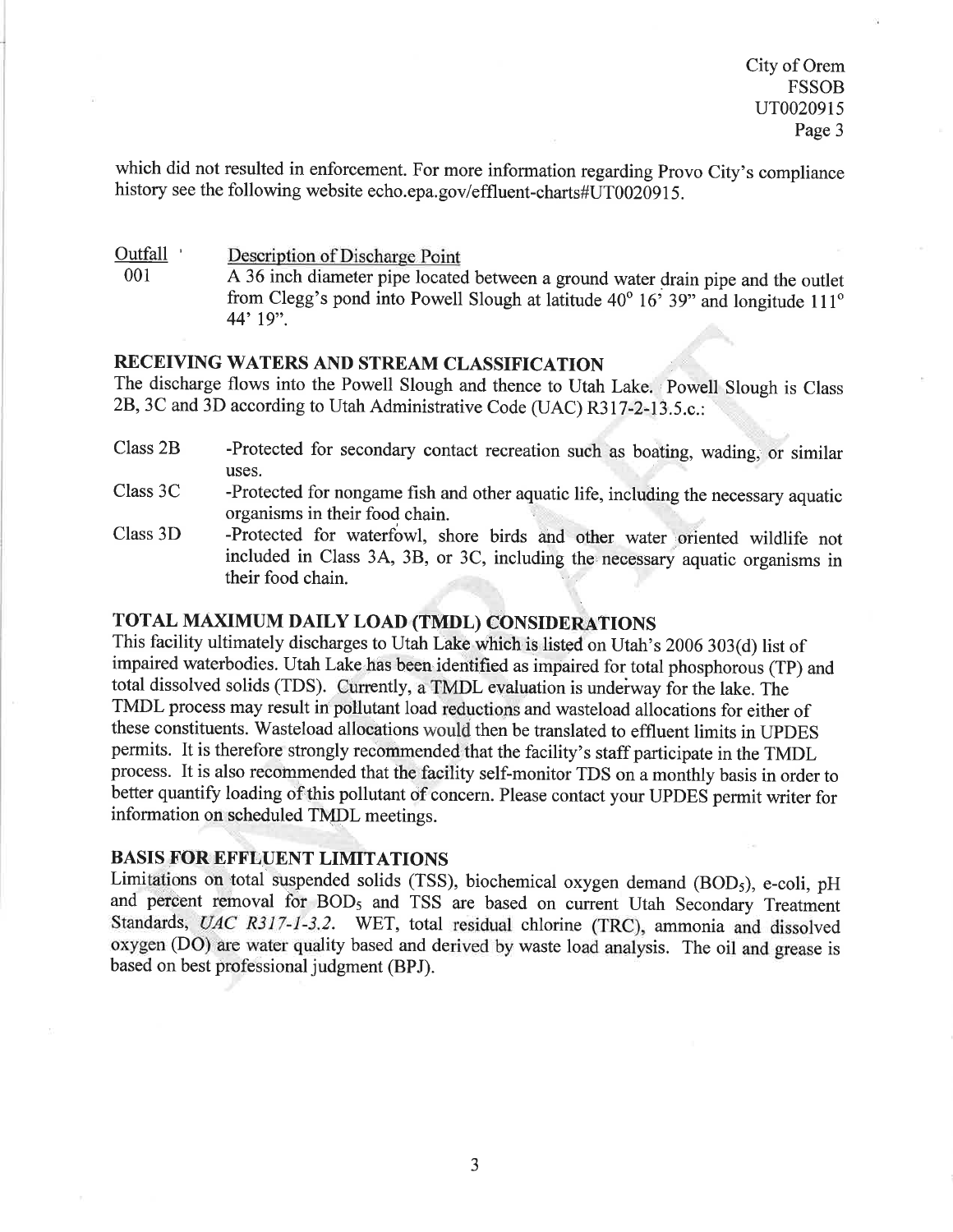which did not resulted in enforcement. For more information regarding Provo City's compliance history see the following website echo.epa.gov/effluent-charts#UT0020915.

| Outfall | Description of Discharge Point |
|---|---|
| 001 | A 36 inch diameter pipe located between a ground water drain pipe and the outlet from Clegg's pond into Powell Slough at latitude 40° 16' 39" and longitude 111° 44' 19". |

**RECEIVING WATERS AND STREAM CLASSIFICATION**

The discharge flows into the Powell Slough and thence to Utah Lake. Powell Slough is Class 2B, 3C and 3D according to Utah Administrative Code (UAC) R317-2-13.5.c.:

| | |
|---|---|
| Class 2B | -Protected for secondary contact recreation such as boating, wading, or similar uses. |
| Class 3C | -Protected for nongame fish and other aquatic life, including the necessary aquatic organisms in their food chain. |
| Class 3D | -Protected for waterfowl, shore birds and other water oriented wildlife not included in Class 3A, 3B, or 3C, including the necessary aquatic organisms in their food chain. |

**TOTAL MAXIMUM DAILY LOAD (TMDL) CONSIDERATIONS**

This facility ultimately discharges to Utah Lake which is listed on Utah's 2006 303(d) list of impaired waterbodies. Utah Lake has been identified as impaired for total phosphorous (TP) and total dissolved solids (TDS). Currently, a TMDL evaluation is underway for the lake. The TMDL process may result in pollutant load reductions and wasteload allocations for either of these constituents. Wasteload allocations would then be translated to effluent limits in UPDES permits. It is therefore strongly recommended that the facility's staff participate in the TMDL process. It is also recommended that the facility self-monitor TDS on a monthly basis in order to better quantify loading of this pollutant of concern. Please contact your UPDES permit writer for information on scheduled TMDL meetings.

**BASIS FOR EFFLUENT LIMITATIONS**

Limitations on total suspended solids (TSS), biochemical oxygen demand ($BOD_5$), e-coli, pH and percent removal for $BOD_5$ and TSS are based on current Utah Secondary Treatment Standards, *UAC R317-1-3.2*. WET, total residual chlorine (TRC), ammonia and dissolved oxygen (DO) are water quality based and derived by waste load analysis. The oil and grease is based on best professional judgment (BPJ).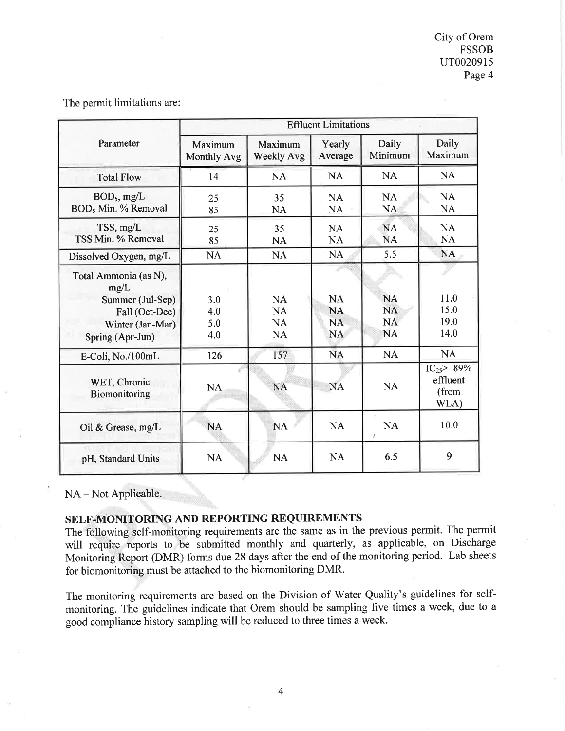The permit limitations are:

| Parameter | Effluent Limitations | | | | |
|---|---|---|---|---|---|
| | Maximum Monthly Avg | Maximum Weekly Avg | Yearly Average | Daily Minimum | Daily Maximum |
| Total Flow | 14 | NA | NA | NA | NA |
| $BOD_5$, mg/L<br>$BOD_5$ Min. % Removal | 25<br>85 | 35<br>NA | NA<br>NA | NA<br>NA | NA<br>NA |
| TSS, mg/L<br>TSS Min. % Removal | 25<br>85 | 35<br>NA | NA<br>NA | NA<br>NA | NA<br>NA |
| Dissolved Oxygen, mg/L | NA | NA | NA | 5.5 | NA |
| Total Ammonia (as N), mg/L<br>Summer (Jul-Sep)<br>Fall (Oct-Dec)<br>Winter (Jan-Mar)<br>Spring (Apr-Jun) | <br><br>3.0<br>4.0<br>5.0<br>4.0 | <br><br>NA<br>NA<br>NA<br>NA | <br><br>NA<br>NA<br>NA<br>NA | <br><br>NA<br>NA<br>NA<br>NA | <br><br>11.0<br>15.0<br>19.0<br>14.0 |
| E-Coli, No./100mL | 126 | 157 | NA | NA | NA |
| WET, Chronic Biomonitoring | NA | NA | NA | NA | $IC_{25}$> 89% effluent (from WLA) |
| Oil & Grease, mg/L | NA | NA | NA | NA | 10.0 |
| pH, Standard Units | NA | NA | NA | 6.5 | 9 |

NA – Not Applicable.

## SELF-MONITORING AND REPORTING REQUIREMENTS

The following self-monitoring requirements are the same as in the previous permit. The permit will require reports to be submitted monthly and quarterly, as applicable, on Discharge Monitoring Report (DMR) forms due 28 days after the end of the monitoring period. Lab sheets for biomonitoring must be attached to the biomonitoring DMR.

The monitoring requirements are based on the Division of Water Quality's guidelines for self-monitoring. The guidelines indicate that Orem should be sampling five times a week, due to a good compliance history sampling will be reduced to three times a week.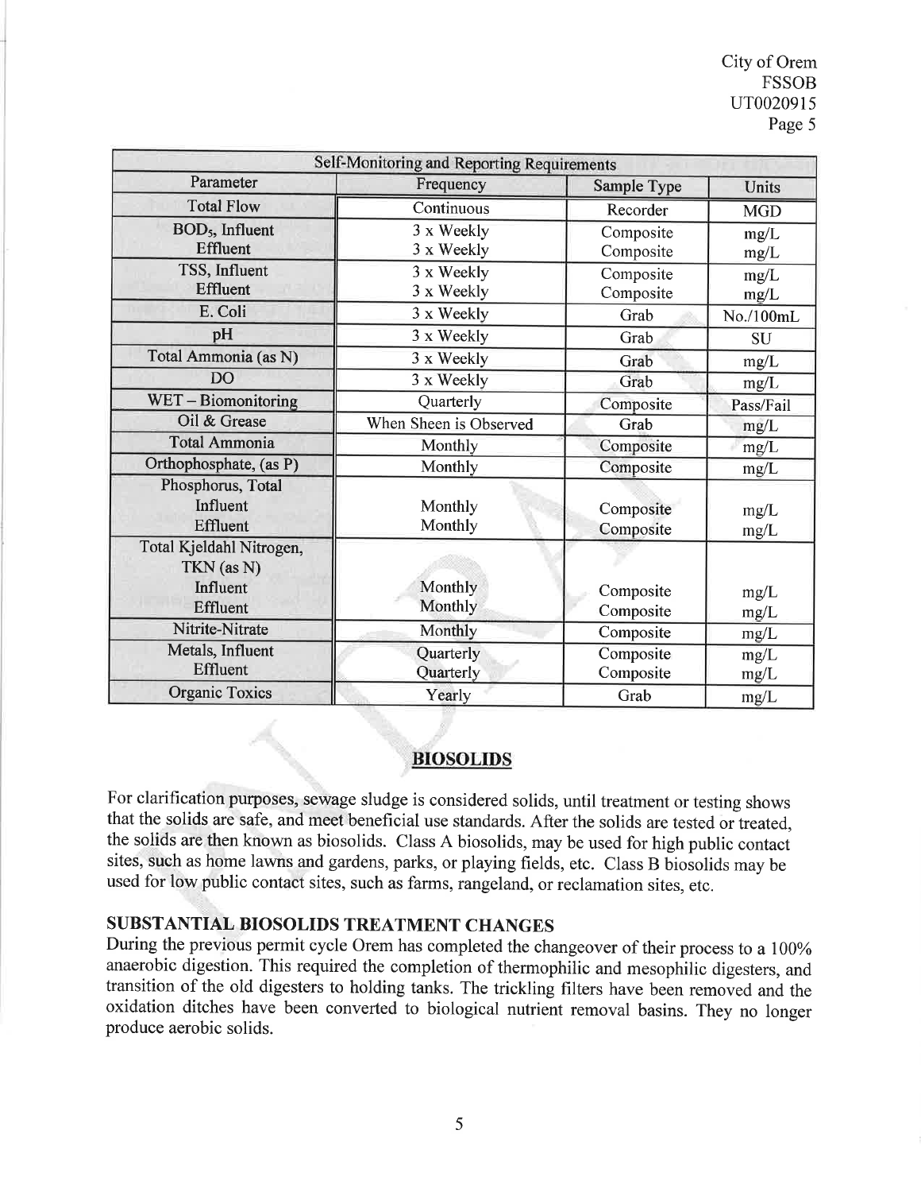| Self-Monitoring and Reporting Requirements | | | |
|---|---|---|---|
| Parameter | Frequency | Sample Type | Units |
| Total Flow | Continuous | Recorder | MGD |
| $BOD_5$, Influent<br>Effluent | 3 x Weekly<br>3 x Weekly | Composite<br>Composite | mg/L<br>mg/L |
| TSS, Influent<br>Effluent | 3 x Weekly<br>3 x Weekly | Composite<br>Composite | mg/L<br>mg/L |
| E. Coli | 3 x Weekly | Grab | No./100mL |
| pH | 3 x Weekly | Grab | SU |
| Total Ammonia (as N) | 3 x Weekly | Grab | mg/L |
| DO | 3 x Weekly | Grab | mg/L |
| WET – Biomonitoring | Quarterly | Composite | Pass/Fail |
| Oil & Grease | When Sheen is Observed | Grab | mg/L |
| Total Ammonia | Monthly | Composite | mg/L |
| Orthophosphate, (as P) | Monthly | Composite | mg/L |
| Phosphorus, Total<br>Influent<br>Effluent | Monthly<br>Monthly | Composite<br>Composite | mg/L<br>mg/L |
| Total Kjeldahl Nitrogen, TKN (as N)<br>Influent<br>Effluent | Monthly<br>Monthly | Composite<br>Composite | mg/L<br>mg/L |
| Nitrite-Nitrate | Monthly | Composite | mg/L |
| Metals, Influent<br>Effluent | Quarterly<br>Quarterly | Composite<br>Composite | mg/L<br>mg/L |
| Organic Toxics | Yearly | Grab | mg/L |

## BIOSOLIDS

For clarification purposes, sewage sludge is considered solids, until treatment or testing shows that the solids are safe, and meet beneficial use standards. After the solids are tested or treated, the solids are then known as biosolids. Class A biosolids, may be used for high public contact sites, such as home lawns and gardens, parks, or playing fields, etc. Class B biosolids may be used for low public contact sites, such as farms, rangeland, or reclamation sites, etc.

### SUBSTANTIAL BIOSOLIDS TREATMENT CHANGES

During the previous permit cycle Orem has completed the changeover of their process to a 100% anaerobic digestion. This required the completion of thermophilic and mesophilic digesters, and transition of the old digesters to holding tanks. The trickling filters have been removed and the oxidation ditches have been converted to biological nutrient removal basins. They no longer produce aerobic solids.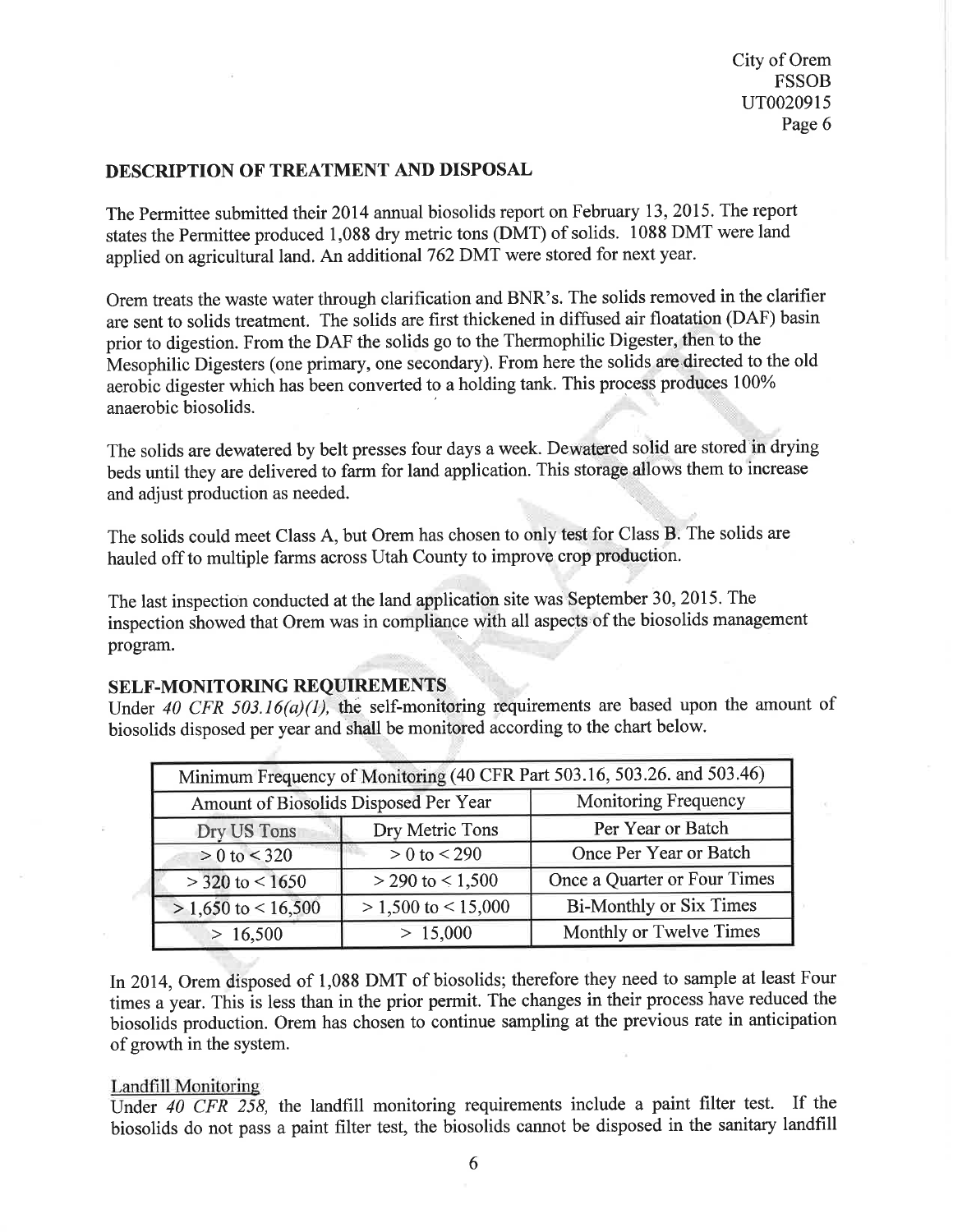## DESCRIPTION OF TREATMENT AND DISPOSAL

The Permittee submitted their 2014 annual biosolids report on February 13, 2015. The report states the Permittee produced 1,088 dry metric tons (DMT) of solids. 1088 DMT were land applied on agricultural land. An additional 762 DMT were stored for next year.

Orem treats the waste water through clarification and BNR's. The solids removed in the clarifier are sent to solids treatment. The solids are first thickened in diffused air floatation (DAF) basin prior to digestion. From the DAF the solids go to the Thermophilic Digester, then to the Mesophilic Digesters (one primary, one secondary). From here the solids are directed to the old aerobic digester which has been converted to a holding tank. This process produces 100% anaerobic biosolids.

The solids are dewatered by belt presses four days a week. Dewatered solid are stored in drying beds until they are delivered to farm for land application. This storage allows them to increase and adjust production as needed.

The solids could meet Class A, but Orem has chosen to only test for Class B. The solids are hauled off to multiple farms across Utah County to improve crop production.

The last inspection conducted at the land application site was September 30, 2015. The inspection showed that Orem was in compliance with all aspects of the biosolids management program.

## SELF-MONITORING REQUIREMENTS

Under *40 CFR 503.16(a)(1)*, the self-monitoring requirements are based upon the amount of biosolids disposed per year and shall be monitored according to the chart below.

| Minimum Frequency of Monitoring (40 CFR Part 503.16, 503.26. and 503.46) | | |
|---|---|---|
| Amount of Biosolids Disposed Per Year | | Monitoring Frequency |
| Dry US Tons | Dry Metric Tons | Per Year or Batch |
| > 0 to < 320 | > 0 to < 290 | Once Per Year or Batch |
| > 320 to < 1650 | > 290 to < 1,500 | Once a Quarter or Four Times |
| > 1,650 to < 16,500 | > 1,500 to < 15,000 | Bi-Monthly or Six Times |
| > 16,500 | > 15,000 | Monthly or Twelve Times |

In 2014, Orem disposed of 1,088 DMT of biosolids; therefore they need to sample at least Four times a year. This is less than in the prior permit. The changes in their process have reduced the biosolids production. Orem has chosen to continue sampling at the previous rate in anticipation of growth in the system.

### Landfill Monitoring

Under *40 CFR 258*, the landfill monitoring requirements include a paint filter test. If the biosolids do not pass a paint filter test, the biosolids cannot be disposed in the sanitary landfill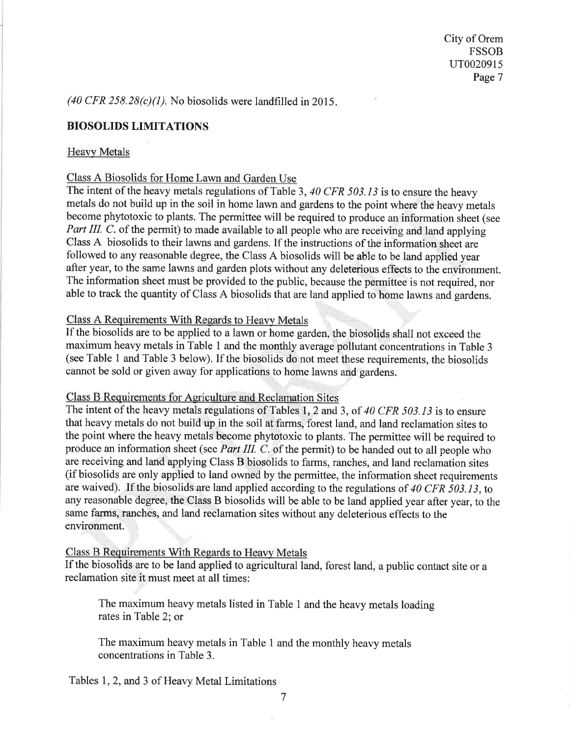*(40 CFR 258.28(c)(1).* No biosolids were landfilled in 2015.

## BIOSOLIDS LIMITATIONS

### Heavy Metals

#### Class A Biosolids for Home Lawn and Garden Use

The intent of the heavy metals regulations of Table 3, *40 CFR 503.13* is to ensure the heavy metals do not build up in the soil in home lawn and gardens to the point where the heavy metals become phytotoxic to plants. The permittee will be required to produce an information sheet (see *Part III. C.* of the permit) to made available to all people who are receiving and land applying Class A biosolids to their lawns and gardens. If the instructions of the information sheet are followed to any reasonable degree, the Class A biosolids will be able to be land applied year after year, to the same lawns and garden plots without any deleterious effects to the environment. The information sheet must be provided to the public, because the permittee is not required, nor able to track the quantity of Class A biosolids that are land applied to home lawns and gardens.

#### Class A Requirements With Regards to Heavy Metals

If the biosolids are to be applied to a lawn or home garden, the biosolids shall not exceed the maximum heavy metals in Table 1 and the monthly average pollutant concentrations in Table 3 (see Table 1 and Table 3 below). If the biosolids do not meet these requirements, the biosolids cannot be sold or given away for applications to home lawns and gardens.

#### Class B Requirements for Agriculture and Reclamation Sites

The intent of the heavy metals regulations of Tables 1, 2 and 3, of *40 CFR 503.13* is to ensure that heavy metals do not build up in the soil at farms, forest land, and land reclamation sites to the point where the heavy metals become phytotoxic to plants. The permittee will be required to produce an information sheet (see *Part III. C.* of the permit) to be handed out to all people who are receiving and land applying Class B biosolids to farms, ranches, and land reclamation sites (if biosolids are only applied to land owned by the permittee, the information sheet requirements are waived). If the biosolids are land applied according to the regulations of *40 CFR 503.13*, to any reasonable degree, the Class B biosolids will be able to be land applied year after year, to the same farms, ranches, and land reclamation sites without any deleterious effects to the environment.

#### Class B Requirements With Regards to Heavy Metals

If the biosolids are to be land applied to agricultural land, forest land, a public contact site or a reclamation site it must meet at all times:

> The maximum heavy metals listed in Table 1 and the heavy metals loading rates in Table 2; or
>
> The maximum heavy metals in Table 1 and the monthly heavy metals concentrations in Table 3.

Tables 1, 2, and 3 of Heavy Metal Limitations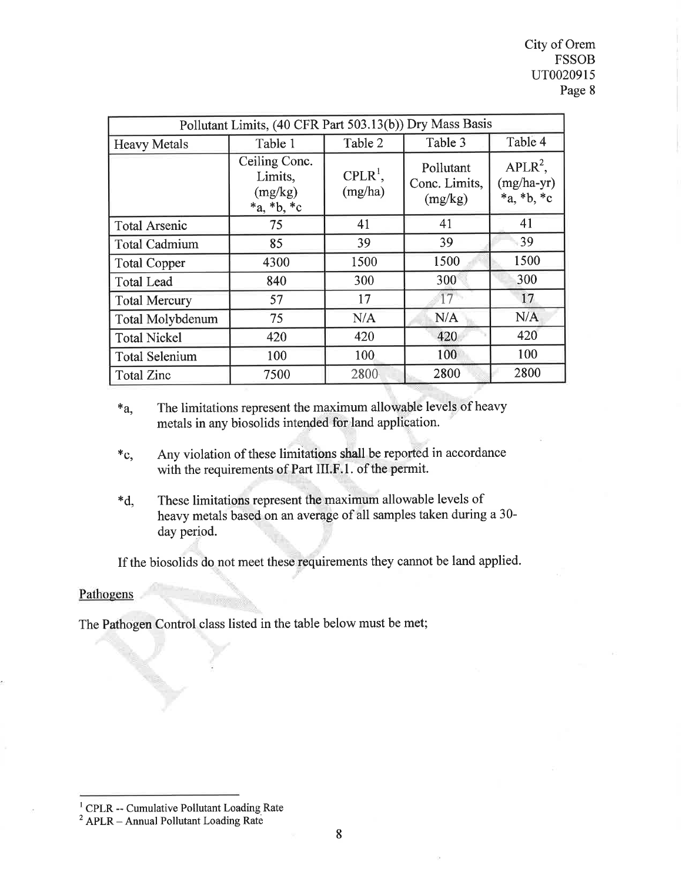| Pollutant Limits, (40 CFR Part 503.13(b)) Dry Mass Basis | | | | |
|---|---|---|---|---|
| Heavy Metals | Table 1 | Table 2 | Table 3 | Table 4 |
| | Ceiling Conc. Limits, (mg/kg) *a, *b, *c | CPLR[1], (mg/ha) | Pollutant Conc. Limits, (mg/kg) | APLR[2], (mg/ha-yr) *a, *b, *c |
| Total Arsenic | 75 | 41 | 41 | 41 |
| Total Cadmium | 85 | 39 | 39 | 39 |
| Total Copper | 4300 | 1500 | 1500 | 1500 |
| Total Lead | 840 | 300 | 300 | 300 |
| Total Mercury | 57 | 17 | 17 | 17 |
| Total Molybdenum | 75 | N/A | N/A | N/A |
| Total Nickel | 420 | 420 | 420 | 420 |
| Total Selenium | 100 | 100 | 100 | 100 |
| Total Zinc | 7500 | 2800 | 2800 | 2800 |

*a, The limitations represent the maximum allowable levels of heavy metals in any biosolids intended for land application.

*c, Any violation of these limitations shall be reported in accordance with the requirements of Part III.F.1. of the permit.

*d, These limitations represent the maximum allowable levels of heavy metals based on an average of all samples taken during a 30-day period.

If the biosolids do not meet these requirements they cannot be land applied.

Pathogens

The Pathogen Control class listed in the table below must be met;

[1] CPLR -- Cumulative Pollutant Loading Rate

[2] APLR – Annual Pollutant Loading Rate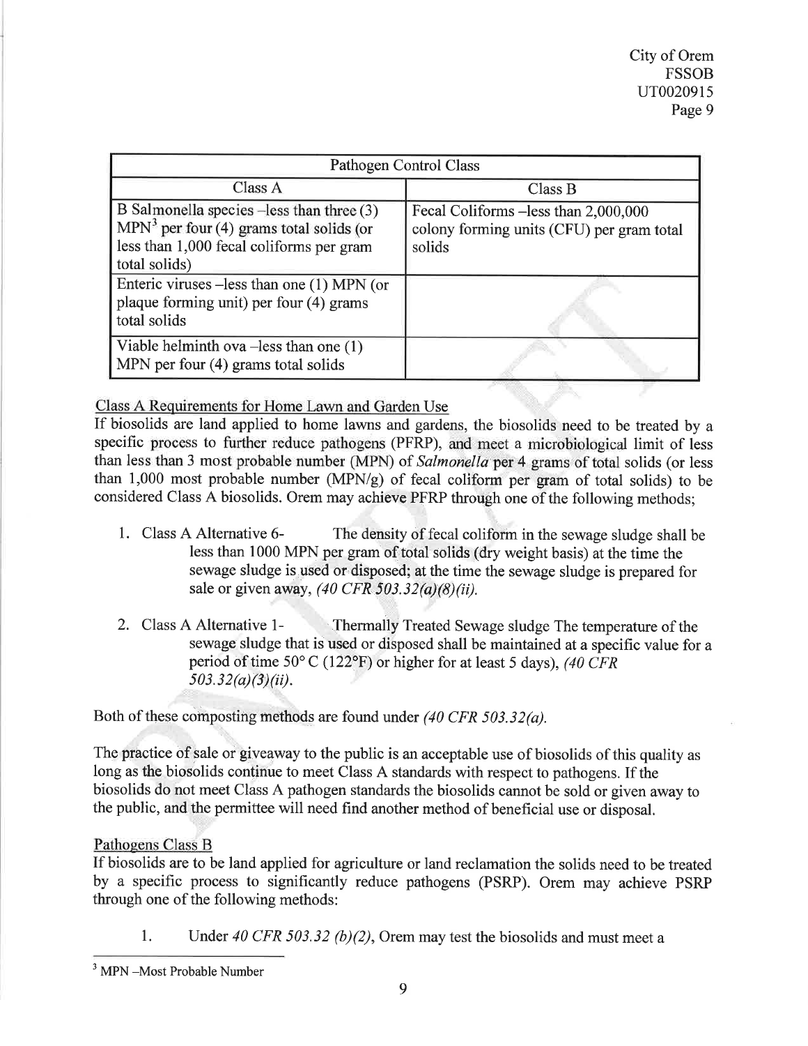| Pathogen Control Class | |
|---|---|
| Class A | Class B |
| B Salmonella species –less than three (3) MPN[3] per four (4) grams total solids (or less than 1,000 fecal coliforms per gram total solids) | Fecal Coliforms –less than 2,000,000 colony forming units (CFU) per gram total solids |
| Enteric viruses –less than one (1) MPN (or plaque forming unit) per four (4) grams total solids | |
| Viable helminth ova –less than one (1) MPN per four (4) grams total solids | |

Class A Requirements for Home Lawn and Garden Use

If biosolids are land applied to home lawns and gardens, the biosolids need to be treated by a specific process to further reduce pathogens (PFRP), and meet a microbiological limit of less than less than 3 most probable number (MPN) of *Salmonella* per 4 grams of total solids (or less than 1,000 most probable number (MPN/g) of fecal coliform per gram of total solids) to be considered Class A biosolids. Orem may achieve PFRP through one of the following methods;

1. Class A Alternative 6- The density of fecal coliform in the sewage sludge shall be less than 1000 MPN per gram of total solids (dry weight basis) at the time the sewage sludge is used or disposed; at the time the sewage sludge is prepared for sale or given away, *(40 CFR 503.32(a)(8)(ii).*

2. Class A Alternative 1- Thermally Treated Sewage sludge The temperature of the sewage sludge that is used or disposed shall be maintained at a specific value for a period of time 50° C (122°F) or higher for at least 5 days), *(40 CFR 503.32(a)(3)(ii).*

Both of these composting methods are found under *(40 CFR 503.32(a).*

The practice of sale or giveaway to the public is an acceptable use of biosolids of this quality as long as the biosolids continue to meet Class A standards with respect to pathogens. If the biosolids do not meet Class A pathogen standards the biosolids cannot be sold or given away to the public, and the permittee will need find another method of beneficial use or disposal.

Pathogens Class B

If biosolids are to be land applied for agriculture or land reclamation the solids need to be treated by a specific process to significantly reduce pathogens (PSRP). Orem may achieve PSRP through one of the following methods:

1. Under *40 CFR 503.32 (b)(2)*, Orem may test the biosolids and must meet a

[3] MPN –Most Probable Number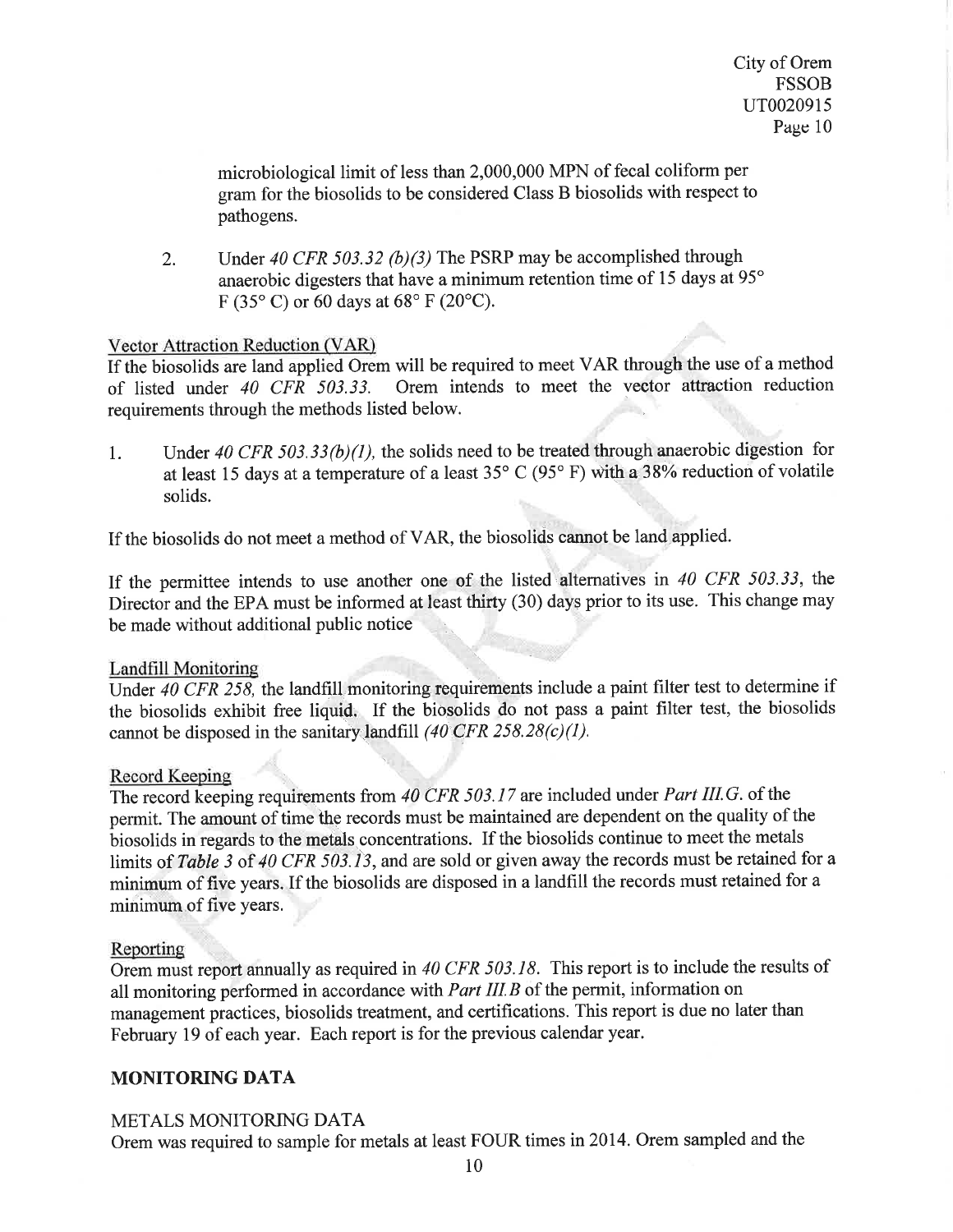microbiological limit of less than 2,000,000 MPN of fecal coliform per gram for the biosolids to be considered Class B biosolids with respect to pathogens.

2. Under *40 CFR 503.32 (b)(3)* The PSRP may be accomplished through anaerobic digesters that have a minimum retention time of 15 days at 95° F (35° C) or 60 days at 68° F (20°C).

Vector Attraction Reduction (VAR)

If the biosolids are land applied Orem will be required to meet VAR through the use of a method of listed under *40 CFR 503.33*. Orem intends to meet the vector attraction reduction requirements through the methods listed below.

1. Under *40 CFR 503.33(b)(1)*, the solids need to be treated through anaerobic digestion for at least 15 days at a temperature of a least 35° C (95° F) with a 38% reduction of volatile solids.

If the biosolids do not meet a method of VAR, the biosolids cannot be land applied.

If the permittee intends to use another one of the listed alternatives in *40 CFR 503.33*, the Director and the EPA must be informed at least thirty (30) days prior to its use. This change may be made without additional public notice

Landfill Monitoring

Under *40 CFR 258*, the landfill monitoring requirements include a paint filter test to determine if the biosolids exhibit free liquid. If the biosolids do not pass a paint filter test, the biosolids cannot be disposed in the sanitary landfill *(40 CFR 258.28(c)(1)*.

Record Keeping

The record keeping requirements from *40 CFR 503.17* are included under *Part III.G.* of the permit. The amount of time the records must be maintained are dependent on the quality of the biosolids in regards to the metals concentrations. If the biosolids continue to meet the metals limits of *Table 3* of *40 CFR 503.13*, and are sold or given away the records must be retained for a minimum of five years. If the biosolids are disposed in a landfill the records must retained for a minimum of five years.

Reporting

Orem must report annually as required in *40 CFR 503.18*. This report is to include the results of all monitoring performed in accordance with *Part III.B* of the permit, information on management practices, biosolids treatment, and certifications. This report is due no later than February 19 of each year. Each report is for the previous calendar year.

**MONITORING DATA**

METALS MONITORING DATA

Orem was required to sample for metals at least FOUR times in 2014. Orem sampled and the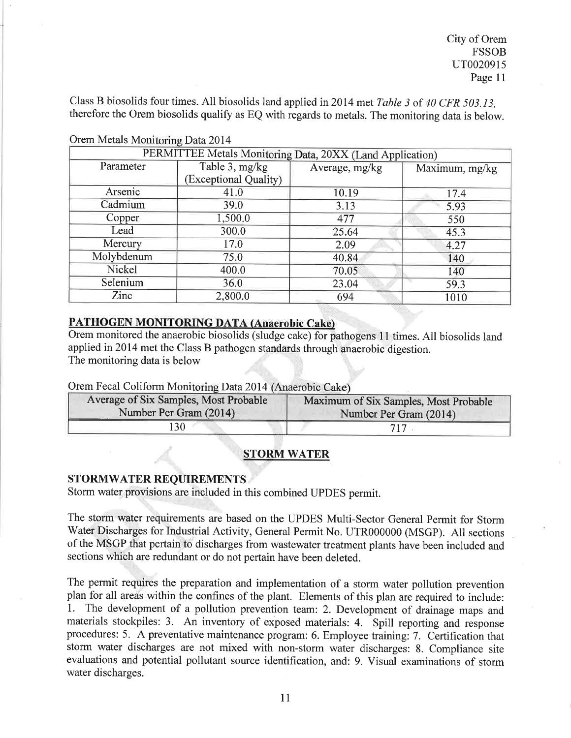Class B biosolids four times. All biosolids land applied in 2014 met *Table 3* of *40 CFR 503.13*, therefore the Orem biosolids qualify as EQ with regards to metals. The monitoring data is below.

Orem Metals Monitoring Data 2014

| PERMITTEE Metals Monitoring Data, 20XX (Land Application) | | | |
|---|---|---|---|
| Parameter | Table 3, mg/kg (Exceptional Quality) | Average, mg/kg | Maximum, mg/kg |
| Arsenic | 41.0 | 10.19 | 17.4 |
| Cadmium | 39.0 | 3.13 | 5.93 |
| Copper | 1,500.0 | 477 | 550 |
| Lead | 300.0 | 25.64 | 45.3 |
| Mercury | 17.0 | 2.09 | 4.27 |
| Molybdenum | 75.0 | 40.84 | 140 |
| Nickel | 400.0 | 70.05 | 140 |
| Selenium | 36.0 | 23.04 | 59.3 |
| Zinc | 2,800.0 | 694 | 1010 |

### PATHOGEN MONITORING DATA (Anaerobic Cake)

Orem monitored the anaerobic biosolids (sludge cake) for pathogens 11 times. All biosolids land applied in 2014 met the Class B pathogen standards through anaerobic digestion.
The monitoring data is below

Orem Fecal Coliform Monitoring Data 2014 (Anaerobic Cake)

| Average of Six Samples, Most Probable Number Per Gram (2014) | Maximum of Six Samples, Most Probable Number Per Gram (2014) |
|---|---|
| 130 | 717 |

## STORM WATER

### STORMWATER REQUIREMENTS

Storm water provisions are included in this combined UPDES permit.

The storm water requirements are based on the UPDES Multi-Sector General Permit for Storm Water Discharges for Industrial Activity, General Permit No. UTR000000 (MSGP). All sections of the MSGP that pertain to discharges from wastewater treatment plants have been included and sections which are redundant or do not pertain have been deleted.

The permit requires the preparation and implementation of a storm water pollution prevention plan for all areas within the confines of the plant. Elements of this plan are required to include: 1. The development of a pollution prevention team: 2. Development of drainage maps and materials stockpiles: 3. An inventory of exposed materials: 4. Spill reporting and response procedures: 5. A preventative maintenance program: 6. Employee training: 7. Certification that storm water discharges are not mixed with non-storm water discharges: 8. Compliance site evaluations and potential pollutant source identification, and: 9. Visual examinations of storm water discharges.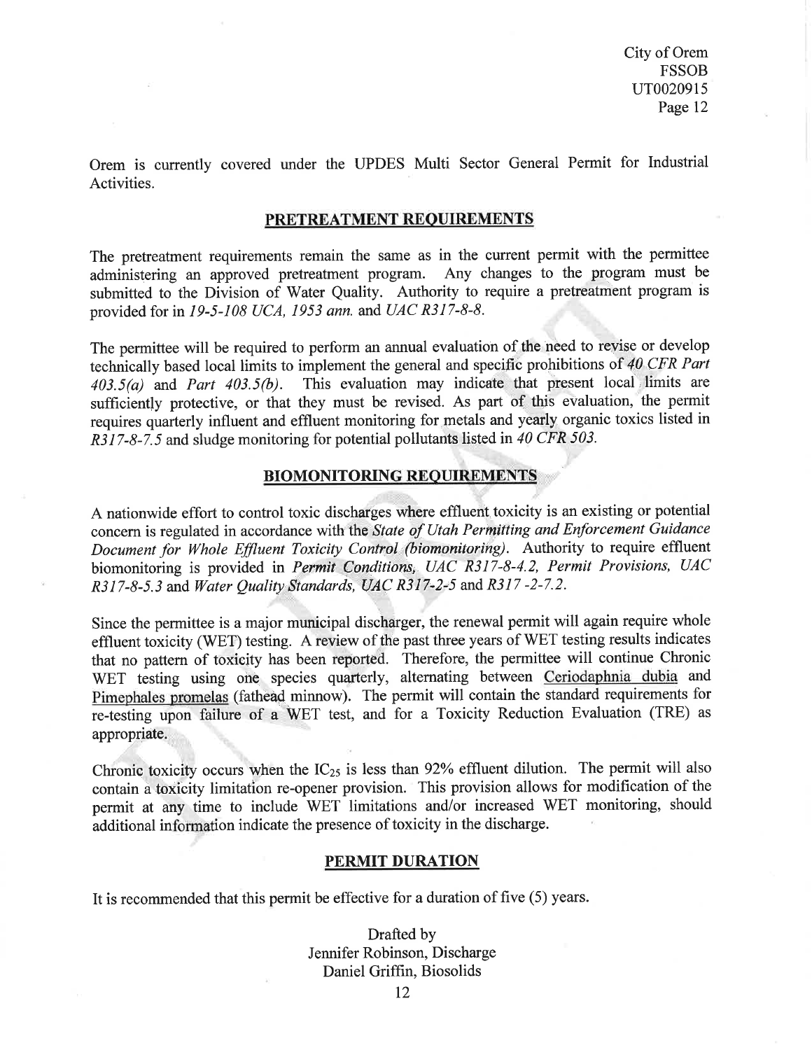Orem is currently covered under the UPDES Multi Sector General Permit for Industrial Activities.

## PRETREATMENT REQUIREMENTS

The pretreatment requirements remain the same as in the current permit with the permittee administering an approved pretreatment program. Any changes to the program must be submitted to the Division of Water Quality. Authority to require a pretreatment program is provided for in *19-5-108 UCA, 1953 ann.* and *UAC R317-8-8.*

The permittee will be required to perform an annual evaluation of the need to revise or develop technically based local limits to implement the general and specific prohibitions of *40 CFR Part 403.5(a)* and *Part 403.5(b)*. This evaluation may indicate that present local limits are sufficiently protective, or that they must be revised. As part of this evaluation, the permit requires quarterly influent and effluent monitoring for metals and yearly organic toxics listed in *R317-8-7.5* and sludge monitoring for potential pollutants listed in *40 CFR 503.*

## BIOMONITORING REQUIREMENTS

A nationwide effort to control toxic discharges where effluent toxicity is an existing or potential concern is regulated in accordance with the *State of Utah Permitting and Enforcement Guidance Document for Whole Effluent Toxicity Control (biomonitoring)*. Authority to require effluent biomonitoring is provided in *Permit Conditions, UAC R317-8-4.2, Permit Provisions, UAC R317-8-5.3* and *Water Quality Standards, UAC R317-2-5* and *R317 -2-7.2.*

Since the permittee is a major municipal discharger, the renewal permit will again require whole effluent toxicity (WET) testing. A review of the past three years of WET testing results indicates that no pattern of toxicity has been reported. Therefore, the permittee will continue Chronic WET testing using one species quarterly, alternating between Ceriodaphnia dubia and Pimephales promelas (fathead minnow). The permit will contain the standard requirements for re-testing upon failure of a WET test, and for a Toxicity Reduction Evaluation (TRE) as appropriate.

Chronic toxicity occurs when the $IC_{25}$ is less than 92% effluent dilution. The permit will also contain a toxicity limitation re-opener provision. This provision allows for modification of the permit at any time to include WET limitations and/or increased WET monitoring, should additional information indicate the presence of toxicity in the discharge.

## PERMIT DURATION

It is recommended that this permit be effective for a duration of five (5) years.

Drafted by
Jennifer Robinson, Discharge
Daniel Griffin, Biosolids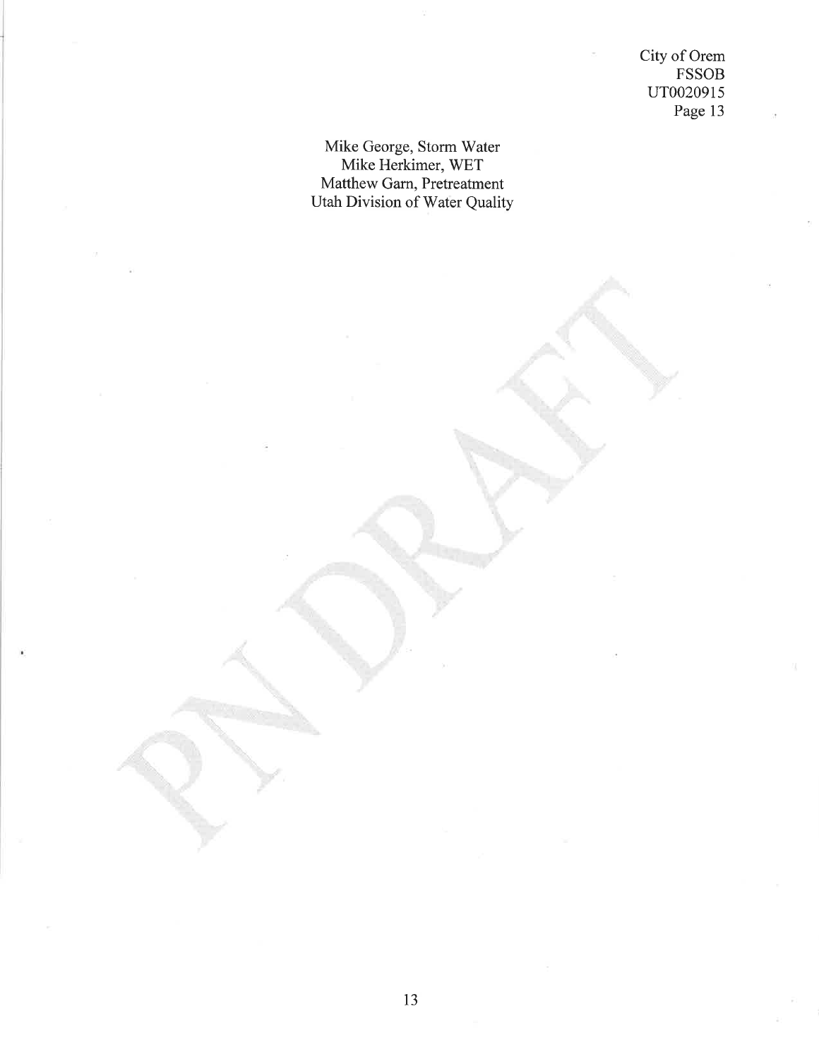Mike George, Storm Water
Mike Herkimer, WET
Matthew Garn, Pretreatment
Utah Division of Water Quality